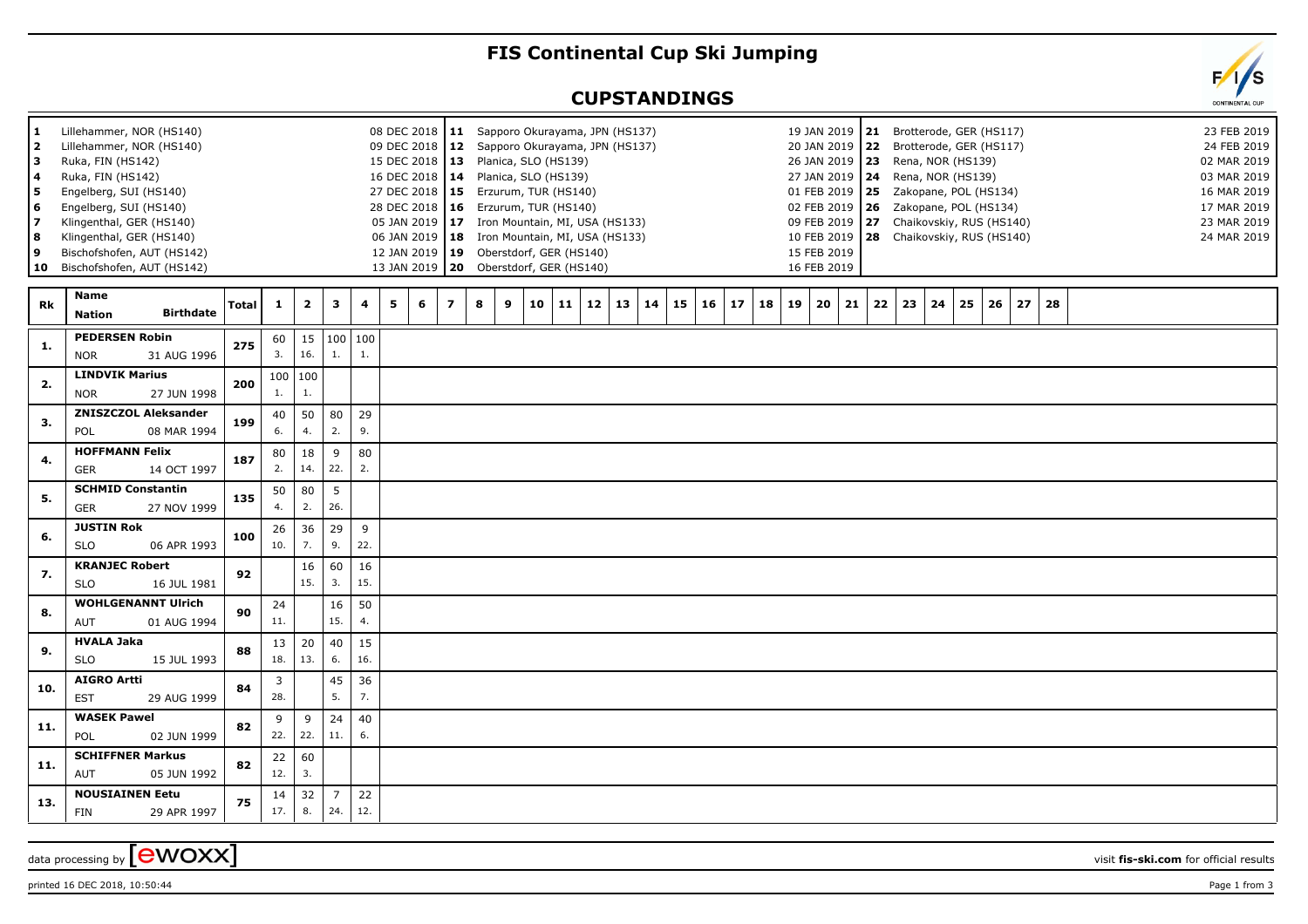# FIS Continental Cup Ski Jumping

## CUPSTANDINGS

| | Venue | Date | | Venue | Date | | Venue | Date |
|---|---|---|---|---|---|---|---|---|
| 1 | Lillehammer, NOR (HS140) | 08 DEC 2018 | 11 | Sapporo Okurayama, JPN (HS137) | 19 JAN 2019 | 21 | Brotterode, GER (HS117) | 23 FEB 2019 |
| 2 | Lillehammer, NOR (HS140) | 09 DEC 2018 | 12 | Sapporo Okurayama, JPN (HS137) | 20 JAN 2019 | 22 | Brotterode, GER (HS117) | 24 FEB 2019 |
| 3 | Ruka, FIN (HS142) | 15 DEC 2018 | 13 | Planica, SLO (HS139) | 26 JAN 2019 | 23 | Rena, NOR (HS139) | 02 MAR 2019 |
| 4 | Ruka, FIN (HS142) | 16 DEC 2018 | 14 | Planica, SLO (HS139) | 27 JAN 2019 | 24 | Rena, NOR (HS139) | 03 MAR 2019 |
| 5 | Engelberg, SUI (HS140) | 27 DEC 2018 | 15 | Erzurum, TUR (HS140) | 01 FEB 2019 | 25 | Zakopane, POL (HS134) | 16 MAR 2019 |
| 6 | Engelberg, SUI (HS140) | 28 DEC 2018 | 16 | Erzurum, TUR (HS140) | 02 FEB 2019 | 26 | Zakopane, POL (HS134) | 17 MAR 2019 |
| 7 | Klingenthal, GER (HS140) | 05 JAN 2019 | 17 | Iron Mountain, MI, USA (HS133) | 09 FEB 2019 | 27 | Chaikovskiy, RUS (HS140) | 23 MAR 2019 |
| 8 | Klingenthal, GER (HS140) | 06 JAN 2019 | 18 | Iron Mountain, MI, USA (HS133) | 10 FEB 2019 | 28 | Chaikovskiy, RUS (HS140) | 24 MAR 2019 |
| 9 | Bischofshofen, AUT (HS142) | 12 JAN 2019 | 19 | Oberstdorf, GER (HS140) | 15 FEB 2019 | | | |
| 10 | Bischofshofen, AUT (HS142) | 13 JAN 2019 | 20 | Oberstdorf, GER (HS140) | 16 FEB 2019 | | | |

| Rk | Name / Nation | Birthdate | Total | 1 | 2 | 3 | 4 | 5 | 6 | 7 | 8 | 9 | 10 | 11 | 12 | 13 | 14 | 15 | 16 | 17 | 18 | 19 | 20 | 21 | 22 | 23 | 24 | 25 | 26 | 27 | 28 |
|---|---|---|---|---|---|---|---|---|---|---|---|---|---|---|---|---|---|---|---|---|---|---|---|---|---|---|---|---|---|---|---|
| 1. | PEDERSEN Robin / NOR | 31 AUG 1996 | 275 | 60 (3.) | 15 (16.) | 100 (1.) | 100 (1.) | | | | | | | | | | | | | | | | | | | | | | | | |
| 2. | LINDVIK Marius / NOR | 27 JUN 1998 | 200 | 100 (1.) | 100 (1.) | | | | | | | | | | | | | | | | | | | | | | | | | | |
| 3. | ZNISZCZOL Aleksander / POL | 08 MAR 1994 | 199 | 40 (6.) | 50 (4.) | 80 (2.) | 29 (9.) | | | | | | | | | | | | | | | | | | | | | | | | |
| 4. | HOFFMANN Felix / GER | 14 OCT 1997 | 187 | 80 (2.) | 18 (14.) | 9 (22.) | 80 (2.) | | | | | | | | | | | | | | | | | | | | | | | | |
| 5. | SCHMID Constantin / GER | 27 NOV 1999 | 135 | 50 (4.) | 80 (2.) | 5 (26.) | | | | | | | | | | | | | | | | | | | | | | | | | |
| 6. | JUSTIN Rok / SLO | 06 APR 1993 | 100 | 26 (10.) | 36 (7.) | 29 (9.) | 9 (22.) | | | | | | | | | | | | | | | | | | | | | | | | |
| 7. | KRANJEC Robert / SLO | 16 JUL 1981 | 92 | | 16 (15.) | 60 (3.) | 16 (15.) | | | | | | | | | | | | | | | | | | | | | | | | |
| 8. | WOHLGENANNT Ulrich / AUT | 01 AUG 1994 | 90 | 24 (11.) | | 16 (15.) | 50 (4.) | | | | | | | | | | | | | | | | | | | | | | | | |
| 9. | HVALA Jaka / SLO | 15 JUL 1993 | 88 | 13 (18.) | 20 (13.) | 40 (6.) | 15 (16.) | | | | | | | | | | | | | | | | | | | | | | | | |
| 10. | AIGRO Artti / EST | 29 AUG 1999 | 84 | 3 (28.) | | 45 (5.) | 36 (7.) | | | | | | | | | | | | | | | | | | | | | | | | |
| 11. | WASEK Pawel / POL | 02 JUN 1999 | 82 | 9 (22.) | 9 (22.) | 24 (11.) | 40 (6.) | | | | | | | | | | | | | | | | | | | | | | | | |
| 11. | SCHIFFNER Markus / AUT | 05 JUN 1992 | 82 | 22 (12.) | 60 (3.) | | | | | | | | | | | | | | | | | | | | | | | | | | |
| 13. | NOUSIAINEN Eetu / FIN | 29 APR 1997 | 75 | 14 (17.) | 32 (8.) | 7 (24.) | 22 (12.) | | | | | | | | | | | | | | | | | | | | | | | | |

data processing by [ewoxx] visit **fis-ski.com** for official results

printed 16 DEC 2018, 10:50:44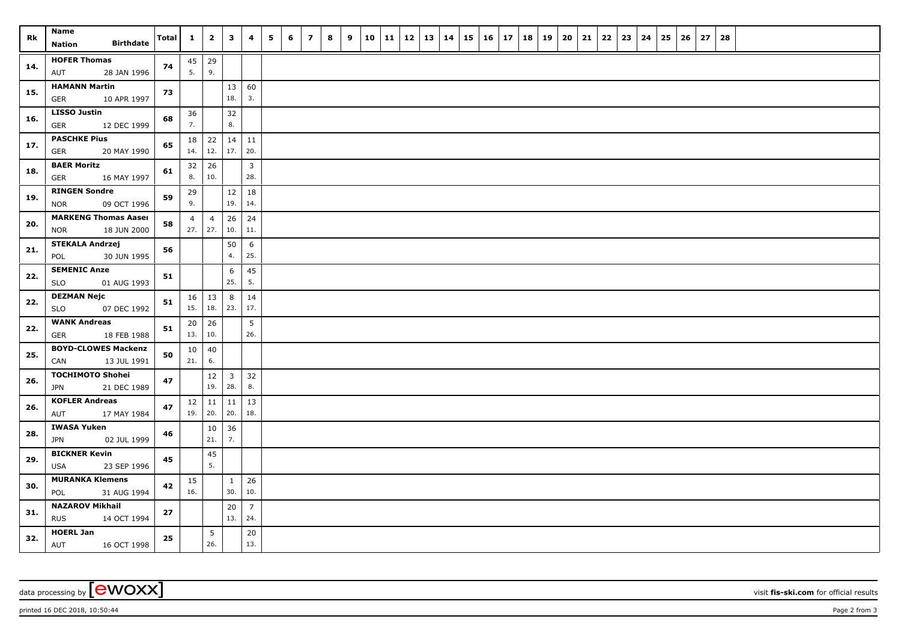| Rk | Name Nation Birthdate | Total | 1 | 2 | 3 | 4 | 5 | 6 | 7 | 8 | 9 | 10 | 11 | 12 | 13 | 14 | 15 | 16 | 17 | 18 | 19 | 20 | 21 | 22 | 23 | 24 | 25 | 26 | 27 | 28 |
|---|---|---|---|---|---|---|---|---|---|---|---|---|---|---|---|---|---|---|---|---|---|---|---|---|---|---|---|---|---|---|
| 14. | **HOFER Thomas** AUT 28 JAN 1996 | 74 | 45 5. | 29 9. | | | | | | | | | | | | | | | | | | | | | | | | | | |
| 15. | **HAMANN Martin** GER 10 APR 1997 | 73 | | | 13 18. | 60 3. | | | | | | | | | | | | | | | | | | | | | | | | |
| 16. | **LISSO Justin** GER 12 DEC 1999 | 68 | 36 7. | | 32 8. | | | | | | | | | | | | | | | | | | | | | | | | | |
| 17. | **PASCHKE Pius** GER 20 MAY 1990 | 65 | 18 14. | 22 12. | 14 17. | 11 20. | | | | | | | | | | | | | | | | | | | | | | | | |
| 18. | **BAER Moritz** GER 16 MAY 1997 | 61 | 32 8. | 26 10. | | 3 28. | | | | | | | | | | | | | | | | | | | | | | | | |
| 19. | **RINGEN Sondre** NOR 09 OCT 1996 | 59 | 29 9. | | 12 19. | 18 14. | | | | | | | | | | | | | | | | | | | | | | | | |
| 20. | **MARKENG Thomas Aasen** NOR 18 JUN 2000 | 58 | 4 27. | 4 27. | 26 10. | 24 11. | | | | | | | | | | | | | | | | | | | | | | | | |
| 21. | **STEKALA Andrzej** POL 30 JUN 1995 | 56 | | | 50 4. | 6 25. | | | | | | | | | | | | | | | | | | | | | | | | |
| 22. | **SEMENIC Anze** SLO 01 AUG 1993 | 51 | | | 6 25. | 45 5. | | | | | | | | | | | | | | | | | | | | | | | | |
| 22. | **DEZMAN Nejc** SLO 07 DEC 1992 | 51 | 16 15. | 13 18. | 8 23. | 14 17. | | | | | | | | | | | | | | | | | | | | | | | | |
| 22. | **WANK Andreas** GER 18 FEB 1988 | 51 | 20 13. | 26 10. | | 5 26. | | | | | | | | | | | | | | | | | | | | | | | | |
| 25. | **BOYD-CLOWES Mackenzie** CAN 13 JUL 1991 | 50 | 10 21. | 40 6. | | | | | | | | | | | | | | | | | | | | | | | | | | |
| 26. | **TOCHIMOTO Shohei** JPN 21 DEC 1989 | 47 | | 12 19. | 3 28. | 32 8. | | | | | | | | | | | | | | | | | | | | | | | | |
| 26. | **KOFLER Andreas** AUT 17 MAY 1984 | 47 | 12 19. | 11 20. | 11 20. | 13 18. | | | | | | | | | | | | | | | | | | | | | | | | |
| 28. | **IWASA Yuken** JPN 02 JUL 1999 | 46 | | 10 21. | 36 7. | | | | | | | | | | | | | | | | | | | | | | | | | |
| 29. | **BICKNER Kevin** USA 23 SEP 1996 | 45 | | 45 5. | | | | | | | | | | | | | | | | | | | | | | | | | | |
| 30. | **MURANKA Klemens** POL 31 AUG 1994 | 42 | 15 16. | | 1 30. | 26 10. | | | | | | | | | | | | | | | | | | | | | | | | |
| 31. | **NAZAROV Mikhail** RUS 14 OCT 1994 | 27 | | | 20 13. | 7 24. | | | | | | | | | | | | | | | | | | | | | | | | |
| 32. | **HOERL Jan** AUT 16 OCT 1998 | 25 | | 5 26. | | 20 13. | | | | | | | | | | | | | | | | | | | | | | | | |

data processing by [ewoxx] visit **fis-ski.com** for official results

printed 16 DEC 2018, 10:50:44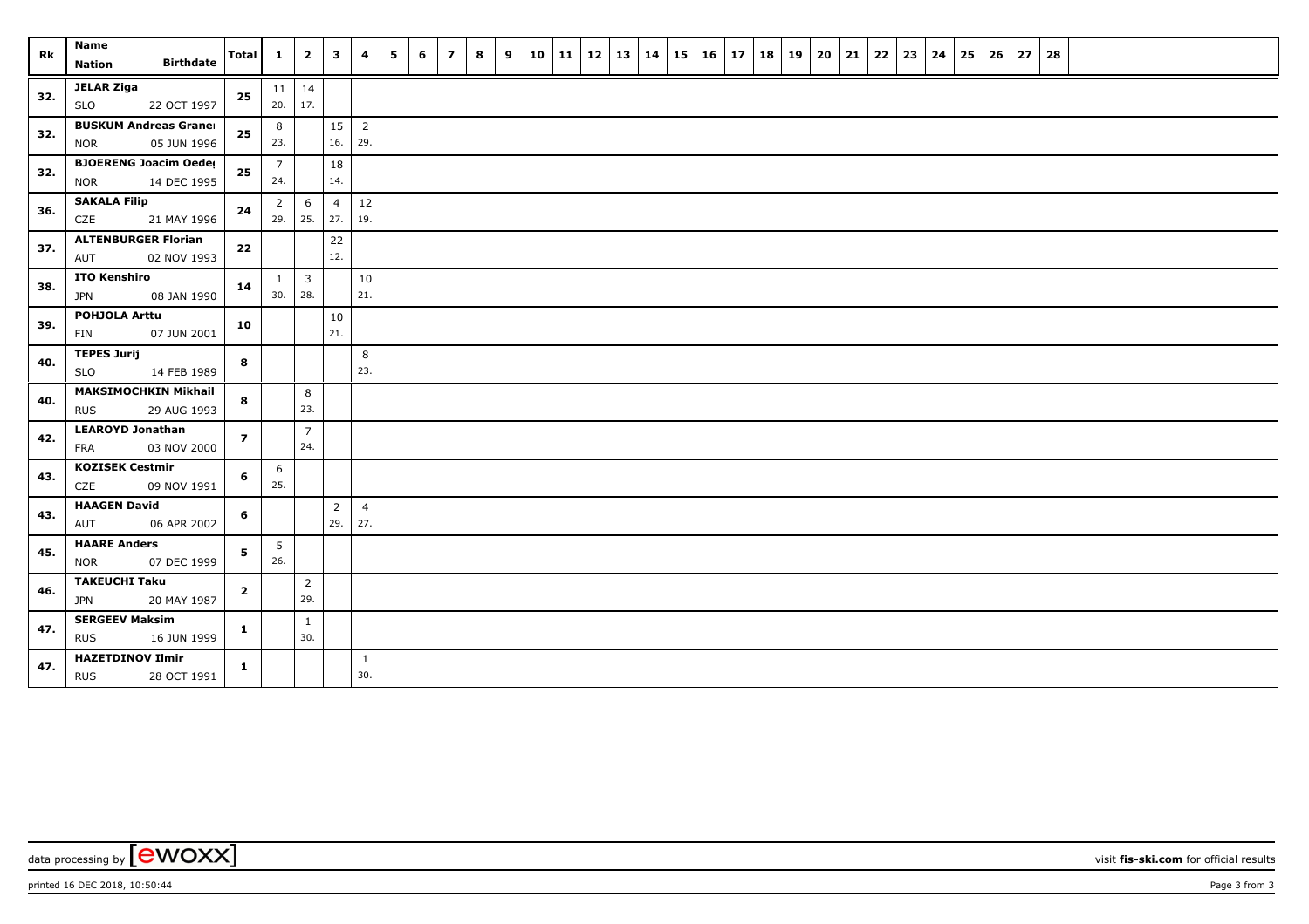| Rk | Name Nation Birthdate | Total | 1 | 2 | 3 | 4 | 5 | 6 | 7 | 8 | 9 | 10 | 11 | 12 | 13 | 14 | 15 | 16 | 17 | 18 | 19 | 20 | 21 | 22 | 23 | 24 | 25 | 26 | 27 | 28 |
|---|---|---|---|---|---|---|---|---|---|---|---|---|---|---|---|---|---|---|---|---|---|---|---|---|---|---|---|---|---|---|
| 32. | JELAR Ziga SLO 22 OCT 1997 | 25 | 11 20. | 14 17. | | | | | | | | | | | | | | | | | | | | | | | | | | |
| 32. | BUSKUM Andreas Granei NOR 05 JUN 1996 | 25 | 8 23. | | 15 16. | 2 29. | | | | | | | | | | | | | | | | | | | | | | | | |
| 32. | BJOERENG Joacim Oeder NOR 14 DEC 1995 | 25 | 7 24. | | 18 14. | | | | | | | | | | | | | | | | | | | | | | | | | |
| 36. | SAKALA Filip CZE 21 MAY 1996 | 24 | 2 29. | 6 25. | 4 27. | 12 19. | | | | | | | | | | | | | | | | | | | | | | | | |
| 37. | ALTENBURGER Florian AUT 02 NOV 1993 | 22 | | | 22 12. | | | | | | | | | | | | | | | | | | | | | | | | | |
| 38. | ITO Kenshiro JPN 08 JAN 1990 | 14 | 1 30. | 3 28. | | 10 21. | | | | | | | | | | | | | | | | | | | | | | | | |
| 39. | POHJOLA Arttu FIN 07 JUN 2001 | 10 | | | 10 21. | | | | | | | | | | | | | | | | | | | | | | | | | |
| 40. | TEPES Jurij SLO 14 FEB 1989 | 8 | | | | 8 23. | | | | | | | | | | | | | | | | | | | | | | | | |
| 40. | MAKSIMOCHKIN Mikhail RUS 29 AUG 1993 | 8 | | 8 23. | | | | | | | | | | | | | | | | | | | | | | | | | | |
| 42. | LEAROYD Jonathan FRA 03 NOV 2000 | 7 | | 7 24. | | | | | | | | | | | | | | | | | | | | | | | | | | |
| 43. | KOZISEK Cestmir CZE 09 NOV 1991 | 6 | 6 25. | | | | | | | | | | | | | | | | | | | | | | | | | | | |
| 43. | HAAGEN David AUT 06 APR 2002 | 6 | | | 2 29. | 4 27. | | | | | | | | | | | | | | | | | | | | | | | | |
| 45. | HAARE Anders NOR 07 DEC 1999 | 5 | 5 26. | | | | | | | | | | | | | | | | | | | | | | | | | | | |
| 46. | TAKEUCHI Taku JPN 20 MAY 1987 | 2 | | 2 29. | | | | | | | | | | | | | | | | | | | | | | | | | | |
| 47. | SERGEEV Maksim RUS 16 JUN 1999 | 1 | | 1 30. | | | | | | | | | | | | | | | | | | | | | | | | | | |
| 47. | HAZETDINOV Ilmir RUS 28 OCT 1991 | 1 | | | | 1 30. | | | | | | | | | | | | | | | | | | | | | | | | |

data processing by [ewoxx]

visit **fis-ski.com** for official results

printed 16 DEC 2018, 10:50:44